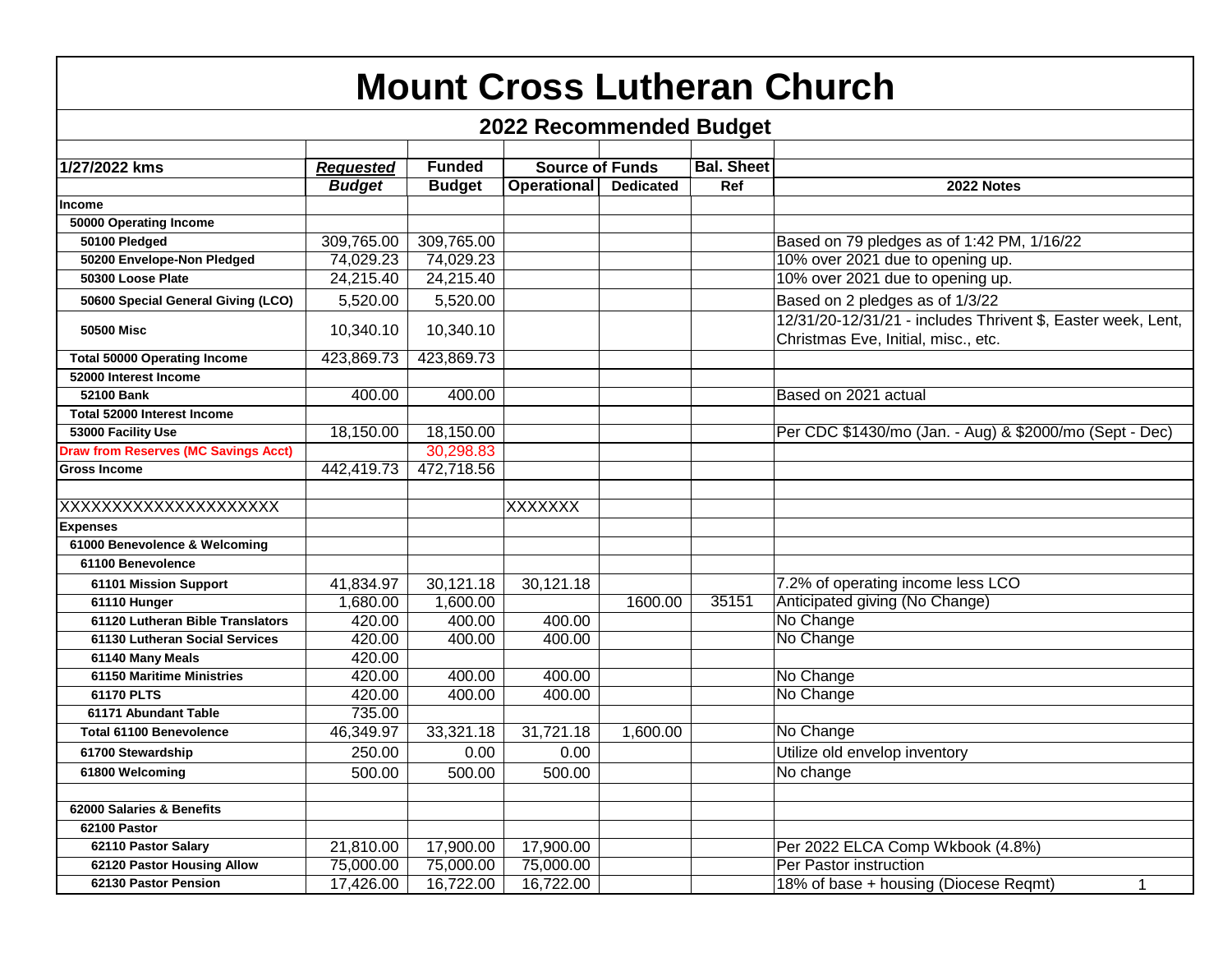# Mount Cross Lutheran Church

## 2022 Recommended Budget

| 1/27/2022 kms | *Requested* | Funded | Source of Funds | | Bal. Sheet | |
|---|---|---|---|---|---|---|
| | ***Budget*** | **Budget** | **Operational** | **Dedicated** | **Ref** | **2022 Notes** |
| **Income** | | | | | | |
| **50000 Operating Income** | | | | | | |
| **50100 Pledged** | 309,765.00 | 309,765.00 | | | | Based on 79 pledges as of 1:42 PM, 1/16/22 |
| **50200 Envelope-Non Pledged** | 74,029.23 | 74,029.23 | | | | 10% over 2021 due to opening up. |
| **50300 Loose Plate** | 24,215.40 | 24,215.40 | | | | 10% over 2021 due to opening up. |
| **50600 Special General Giving (LCO)** | 5,520.00 | 5,520.00 | | | | Based on 2 pledges as of 1/3/22 |
| **50500 Misc** | 10,340.10 | 10,340.10 | | | | 12/31/20-12/31/21 - includes Thrivent $, Easter week, Lent, Christmas Eve, Initial, misc., etc. |
| **Total 50000 Operating Income** | 423,869.73 | 423,869.73 | | | | |
| **52000 Interest Income** | | | | | | |
| **52100 Bank** | 400.00 | 400.00 | | | | Based on 2021 actual |
| **Total 52000 Interest Income** | | | | | | |
| **53000 Facility Use** | 18,150.00 | 18,150.00 | | | | Per CDC $1430/mo (Jan. - Aug) & $2000/mo (Sept - Dec) |
| **Draw from Reserves (MC Savings Acct)** | | 30,298.83 | | | | |
| **Gross Income** | 442,419.73 | 472,718.56 | | | | |
| | | | | | | |
| XXXXXXXXXXXXXXXXXXXX | | | XXXXXXX | | | |
| **Expenses** | | | | | | |
| **61000 Benevolence & Welcoming** | | | | | | |
| **61100 Benevolence** | | | | | | |
| **61101 Mission Support** | 41,834.97 | 30,121.18 | 30,121.18 | | | 7.2% of operating income less LCO |
| **61110 Hunger** | 1,680.00 | 1,600.00 | | 1600.00 | 35151 | Anticipated giving (No Change) |
| **61120 Lutheran Bible Translators** | 420.00 | 400.00 | 400.00 | | | No Change |
| **61130 Lutheran Social Services** | 420.00 | 400.00 | 400.00 | | | No Change |
| **61140 Many Meals** | 420.00 | | | | | |
| **61150 Maritime Ministries** | 420.00 | 400.00 | 400.00 | | | No Change |
| **61170 PLTS** | 420.00 | 400.00 | 400.00 | | | No Change |
| **61171 Abundant Table** | 735.00 | | | | | |
| **Total 61100 Benevolence** | 46,349.97 | 33,321.18 | 31,721.18 | 1,600.00 | | No Change |
| **61700 Stewardship** | 250.00 | 0.00 | 0.00 | | | Utilize old envelop inventory |
| **61800 Welcoming** | 500.00 | 500.00 | 500.00 | | | No change |
| | | | | | | |
| **62000 Salaries & Benefits** | | | | | | |
| **62100 Pastor** | | | | | | |
| **62110 Pastor Salary** | 21,810.00 | 17,900.00 | 17,900.00 | | | Per 2022 ELCA Comp Wkbook (4.8%) |
| **62120 Pastor Housing Allow** | 75,000.00 | 75,000.00 | 75,000.00 | | | Per Pastor instruction |
| **62130 Pastor Pension** | 17,426.00 | 16,722.00 | 16,722.00 | | | 18% of base + housing (Diocese Reqmt) |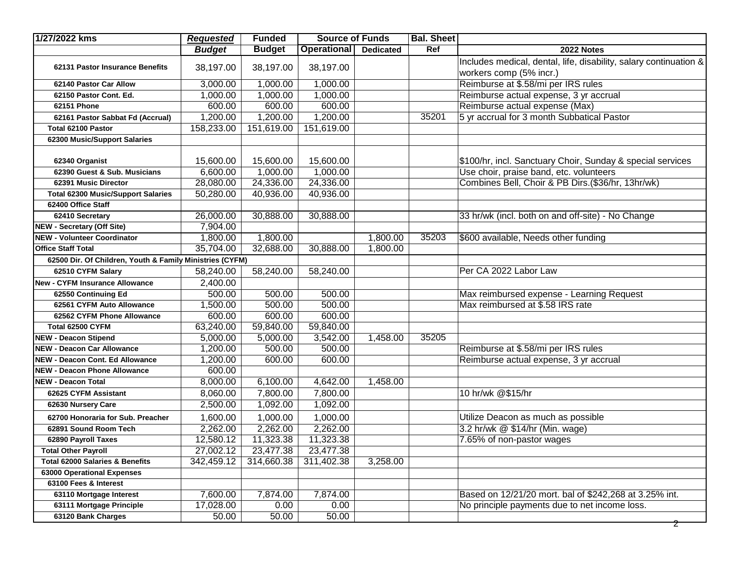| 1/27/2022 kms | *Requested* | Funded | Source of Funds | | Bal. Sheet | |
|---|---|---|---|---|---|---|
| | *Budget* | Budget | Operational | Dedicated | Ref | 2022 Notes |
| 62131 Pastor Insurance Benefits | 38,197.00 | 38,197.00 | 38,197.00 | | | Includes medical, dental, life, disability, salary continuation & workers comp (5% incr.) |
| 62140 Pastor Car Allow | 3,000.00 | 1,000.00 | 1,000.00 | | | Reimburse at $.58/mi per IRS rules |
| 62150 Pastor Cont. Ed. | 1,000.00 | 1,000.00 | 1,000.00 | | | Reimburse actual expense, 3 yr accrual |
| 62151 Phone | 600.00 | 600.00 | 600.00 | | | Reimburse actual expense (Max) |
| 62161 Pastor Sabbat Fd (Accrual) | 1,200.00 | 1,200.00 | 1,200.00 | | 35201 | 5 yr accrual for 3 month Subbatical Pastor |
| Total 62100 Pastor | 158,233.00 | 151,619.00 | 151,619.00 | | | |
| 62300 Music/Support Salaries | | | | | | |
| 62340 Organist | 15,600.00 | 15,600.00 | 15,600.00 | | | $100/hr, incl. Sanctuary Choir, Sunday & special services |
| 62390 Guest & Sub. Musicians | 6,600.00 | 1,000.00 | 1,000.00 | | | Use choir, praise band, etc. volunteers |
| 62391 Music Director | 28,080.00 | 24,336.00 | 24,336.00 | | | Combines Bell, Choir & PB Dirs.($36/hr, 13hr/wk) |
| Total 62300 Music/Support Salaries | 50,280.00 | 40,936.00 | 40,936.00 | | | |
| 62400 Office Staff | | | | | | |
| 62410 Secretary | 26,000.00 | 30,888.00 | 30,888.00 | | | 33 hr/wk (incl. both on and off-site) - No Change |
| NEW - Secretary (Off Site) | 7,904.00 | | | | | |
| NEW - Volunteer Coordinator | 1,800.00 | 1,800.00 | | 1,800.00 | 35203 | $600 available, Needs other funding |
| Office Staff Total | 35,704.00 | 32,688.00 | 30,888.00 | 1,800.00 | | |
| 62500 Dir. Of Children, Youth & Family Ministries (CYFM) | | | | | | |
| 62510 CYFM Salary | 58,240.00 | 58,240.00 | 58,240.00 | | | Per CA 2022 Labor Law |
| New - CYFM Insurance Allowance | 2,400.00 | | | | | |
| 62550 Continuing Ed | 500.00 | 500.00 | 500.00 | | | Max reimbursed expense - Learning Request |
| 62561 CYFM Auto Allowance | 1,500.00 | 500.00 | 500.00 | | | Max reimbursed at $.58 IRS rate |
| 62562 CYFM Phone Allowance | 600.00 | 600.00 | 600.00 | | | |
| Total 62500 CYFM | 63,240.00 | 59,840.00 | 59,840.00 | | | |
| NEW - Deacon Stipend | 5,000.00 | 5,000.00 | 3,542.00 | 1,458.00 | 35205 | |
| NEW - Deacon Car Allowance | 1,200.00 | 500.00 | 500.00 | | | Reimburse at $.58/mi per IRS rules |
| NEW - Deacon Cont. Ed Allowance | 1,200.00 | 600.00 | 600.00 | | | Reimburse actual expense, 3 yr accrual |
| NEW - Deacon Phone Allowance | 600.00 | | | | | |
| NEW - Deacon Total | 8,000.00 | 6,100.00 | 4,642.00 | 1,458.00 | | |
| 62625 CYFM Assistant | 8,060.00 | 7,800.00 | 7,800.00 | | | 10 hr/wk @$15/hr |
| 62630 Nursery Care | 2,500.00 | 1,092.00 | 1,092.00 | | | |
| 62700 Honoraria for Sub. Preacher | 1,600.00 | 1,000.00 | 1,000.00 | | | Utilize Deacon as much as possible |
| 62891 Sound Room Tech | 2,262.00 | 2,262.00 | 2,262.00 | | | 3.2 hr/wk @ $14/hr (Min. wage) |
| 62890 Payroll Taxes | 12,580.12 | 11,323.38 | 11,323.38 | | | 7.65% of non-pastor wages |
| Total Other Payroll | 27,002.12 | 23,477.38 | 23,477.38 | | | |
| Total 62000 Salaries & Benefits | 342,459.12 | 314,660.38 | 311,402.38 | 3,258.00 | | |
| 63000 Operational Expenses | | | | | | |
| 63100 Fees & Interest | | | | | | |
| 63110 Mortgage Interest | 7,600.00 | 7,874.00 | 7,874.00 | | | Based on 12/21/20 mort. bal of $242,268 at 3.25% int. |
| 63111 Mortgage Principle | 17,028.00 | 0.00 | 0.00 | | | No principle payments due to net income loss. |
| 63120 Bank Charges | 50.00 | 50.00 | 50.00 | | | |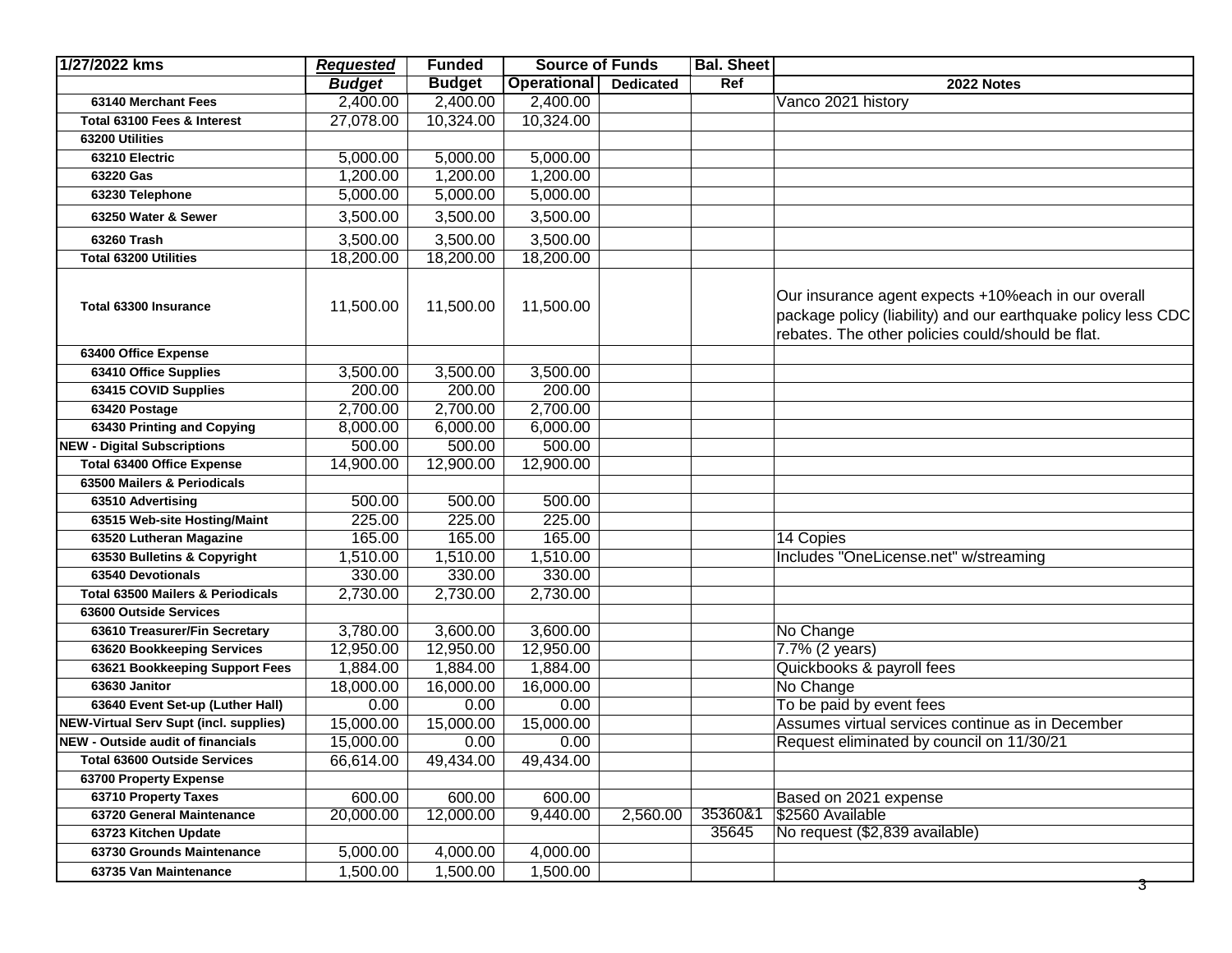| 1/27/2022 kms | *Requested* | Funded | Source of Funds | | Bal. Sheet | |
|---|---|---|---|---|---|---|
| | *Budget* | Budget | Operational | Dedicated | Ref | 2022 Notes |
| 63140 Merchant Fees | 2,400.00 | 2,400.00 | 2,400.00 | | | Vanco 2021 history |
| Total 63100 Fees & Interest | 27,078.00 | 10,324.00 | 10,324.00 | | | |
| 63200 Utilities | | | | | | |
| 63210 Electric | 5,000.00 | 5,000.00 | 5,000.00 | | | |
| 63220 Gas | 1,200.00 | 1,200.00 | 1,200.00 | | | |
| 63230 Telephone | 5,000.00 | 5,000.00 | 5,000.00 | | | |
| 63250 Water & Sewer | 3,500.00 | 3,500.00 | 3,500.00 | | | |
| 63260 Trash | 3,500.00 | 3,500.00 | 3,500.00 | | | |
| Total 63200 Utilities | 18,200.00 | 18,200.00 | 18,200.00 | | | |
| Total 63300 Insurance | 11,500.00 | 11,500.00 | 11,500.00 | | | Our insurance agent expects +10%each in our overall package policy (liability) and our earthquake policy less CDC rebates. The other policies could/should be flat. |
| 63400 Office Expense | | | | | | |
| 63410 Office Supplies | 3,500.00 | 3,500.00 | 3,500.00 | | | |
| 63415 COVID Supplies | 200.00 | 200.00 | 200.00 | | | |
| 63420 Postage | 2,700.00 | 2,700.00 | 2,700.00 | | | |
| 63430 Printing and Copying | 8,000.00 | 6,000.00 | 6,000.00 | | | |
| NEW - Digital Subscriptions | 500.00 | 500.00 | 500.00 | | | |
| Total 63400 Office Expense | 14,900.00 | 12,900.00 | 12,900.00 | | | |
| 63500 Mailers & Periodicals | | | | | | |
| 63510 Advertising | 500.00 | 500.00 | 500.00 | | | |
| 63515 Web-site Hosting/Maint | 225.00 | 225.00 | 225.00 | | | |
| 63520 Lutheran Magazine | 165.00 | 165.00 | 165.00 | | | 14 Copies |
| 63530 Bulletins & Copyright | 1,510.00 | 1,510.00 | 1,510.00 | | | Includes "OneLicense.net" w/streaming |
| 63540 Devotionals | 330.00 | 330.00 | 330.00 | | | |
| Total 63500 Mailers & Periodicals | 2,730.00 | 2,730.00 | 2,730.00 | | | |
| 63600 Outside Services | | | | | | |
| 63610 Treasurer/Fin Secretary | 3,780.00 | 3,600.00 | 3,600.00 | | | No Change |
| 63620 Bookkeeping Services | 12,950.00 | 12,950.00 | 12,950.00 | | | 7.7% (2 years) |
| 63621 Bookkeeping Support Fees | 1,884.00 | 1,884.00 | 1,884.00 | | | Quickbooks & payroll fees |
| 63630 Janitor | 18,000.00 | 16,000.00 | 16,000.00 | | | No Change |
| 63640 Event Set-up (Luther Hall) | 0.00 | 0.00 | 0.00 | | | To be paid by event fees |
| NEW-Virtual Serv Supt (incl. supplies) | 15,000.00 | 15,000.00 | 15,000.00 | | | Assumes virtual services continue as in December |
| NEW - Outside audit of financials | 15,000.00 | 0.00 | 0.00 | | | Request eliminated by council on 11/30/21 |
| Total 63600 Outside Services | 66,614.00 | 49,434.00 | 49,434.00 | | | |
| 63700 Property Expense | | | | | | |
| 63710 Property Taxes | 600.00 | 600.00 | 600.00 | | | Based on 2021 expense |
| 63720 General Maintenance | 20,000.00 | 12,000.00 | 9,440.00 | 2,560.00 | 35360&1 | $2560 Available |
| 63723 Kitchen Update | | | | | 35645 | No request ($2,839 available) |
| 63730 Grounds Maintenance | 5,000.00 | 4,000.00 | 4,000.00 | | | |
| 63735 Van Maintenance | 1,500.00 | 1,500.00 | 1,500.00 | | | |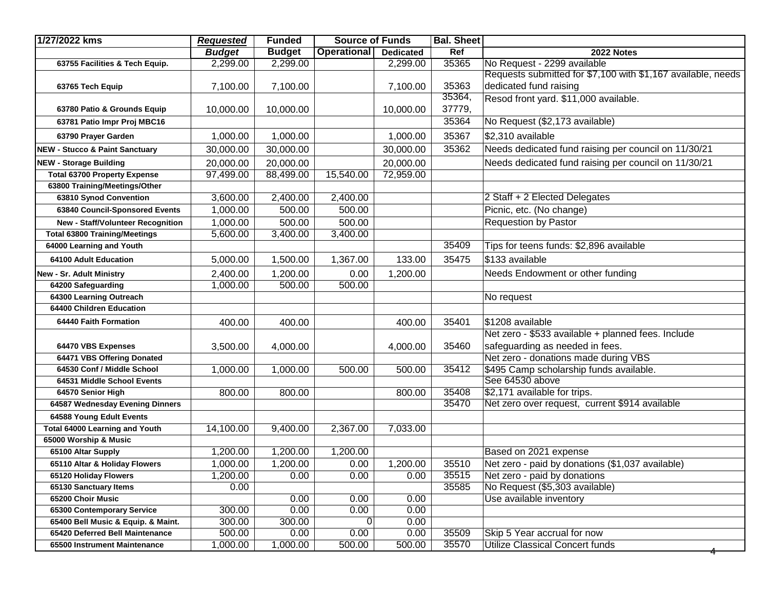| 1/27/2022 kms | *Requested* | Funded | Source of Funds | | Bal. Sheet | |
|---|---|---|---|---|---|---|
| | *Budget* | Budget | Operational | Dedicated | Ref | 2022 Notes |
| 63755 Facilities & Tech Equip. | 2,299.00 | 2,299.00 | | 2,299.00 | 35365 | No Request - 2299 available |
| 63765 Tech Equip | 7,100.00 | 7,100.00 | | 7,100.00 | 35363 | Requests submitted for $7,100 with $1,167 available, needs dedicated fund raising |
| 63780 Patio & Grounds Equip | 10,000.00 | 10,000.00 | | 10,000.00 | 35364, 37779, | Resod front yard. $11,000 available. |
| 63781 Patio Impr Proj MBC16 | | | | | 35364 | No Request ($2,173 available) |
| 63790 Prayer Garden | 1,000.00 | 1,000.00 | | 1,000.00 | 35367 | $2,310 available |
| NEW - Stucco & Paint Sanctuary | 30,000.00 | 30,000.00 | | 30,000.00 | 35362 | Needs dedicated fund raising per council on 11/30/21 |
| NEW - Storage Building | 20,000.00 | 20,000.00 | | 20,000.00 | | Needs dedicated fund raising per council on 11/30/21 |
| Total 63700 Property Expense | 97,499.00 | 88,499.00 | 15,540.00 | 72,959.00 | | |
| 63800 Training/Meetings/Other | | | | | | |
| 63810 Synod Convention | 3,600.00 | 2,400.00 | 2,400.00 | | | 2 Staff + 2 Elected Delegates |
| 63840 Council-Sponsored Events | 1,000.00 | 500.00 | 500.00 | | | Picnic, etc. (No change) |
| New - Staff/Volunteer Recognition | 1,000.00 | 500.00 | 500.00 | | | Requestion by Pastor |
| Total 63800 Training/Meetings | 5,600.00 | 3,400.00 | 3,400.00 | | | |
| 64000 Learning and Youth | | | | | 35409 | Tips for teens funds: $2,896 available |
| 64100 Adult Education | 5,000.00 | 1,500.00 | 1,367.00 | 133.00 | 35475 | $133 available |
| New - Sr. Adult Ministry | 2,400.00 | 1,200.00 | 0.00 | 1,200.00 | | Needs Endowment or other funding |
| 64200 Safeguarding | 1,000.00 | 500.00 | 500.00 | | | |
| 64300 Learning Outreach | | | | | | No request |
| 64400 Children Education | | | | | | |
| 64440 Faith Formation | 400.00 | 400.00 | | 400.00 | 35401 | $1208 available |
| 64470 VBS Expenses | 3,500.00 | 4,000.00 | | 4,000.00 | 35460 | Net zero - $533 available + planned fees. Include safeguarding as needed in fees. |
| 64471 VBS Offering Donated | | | | | | Net zero - donations made during VBS |
| 64530 Conf / Middle School | 1,000.00 | 1,000.00 | 500.00 | 500.00 | 35412 | $495 Camp scholarship funds available. |
| 64531 Middle School Events | | | | | | See 64530 above |
| 64570 Senior High | 800.00 | 800.00 | | 800.00 | 35408 | $2,171 available for trips. |
| 64587 Wednesday Evening Dinners | | | | | 35470 | Net zero over request, current $914 available |
| 64588 Young Edult Events | | | | | | |
| Total 64000 Learning and Youth | 14,100.00 | 9,400.00 | 2,367.00 | 7,033.00 | | |
| 65000 Worship & Music | | | | | | |
| 65100 Altar Supply | 1,200.00 | 1,200.00 | 1,200.00 | | | Based on 2021 expense |
| 65110 Altar & Holiday Flowers | 1,000.00 | 1,200.00 | 0.00 | 1,200.00 | 35510 | Net zero - paid by donations ($1,037 available) |
| 65120 Holiday Flowers | 1,200.00 | 0.00 | 0.00 | 0.00 | 35515 | Net zero - paid by donations |
| 65130 Sanctuary Items | 0.00 | | | | 35585 | No Request ($5,303 available) |
| 65200 Choir Music | | 0.00 | 0.00 | 0.00 | | Use available inventory |
| 65300 Contemporary Service | 300.00 | 0.00 | 0.00 | 0.00 | | |
| 65400 Bell Music & Equip. & Maint. | 300.00 | 300.00 | 0 | 0.00 | | |
| 65420 Deferred Bell Maintenance | 500.00 | 0.00 | 0.00 | 0.00 | 35509 | Skip 5 Year accrual for now |
| 65500 Instrument Maintenance | 1,000.00 | 1,000.00 | 500.00 | 500.00 | 35570 | Utilize Classical Concert funds |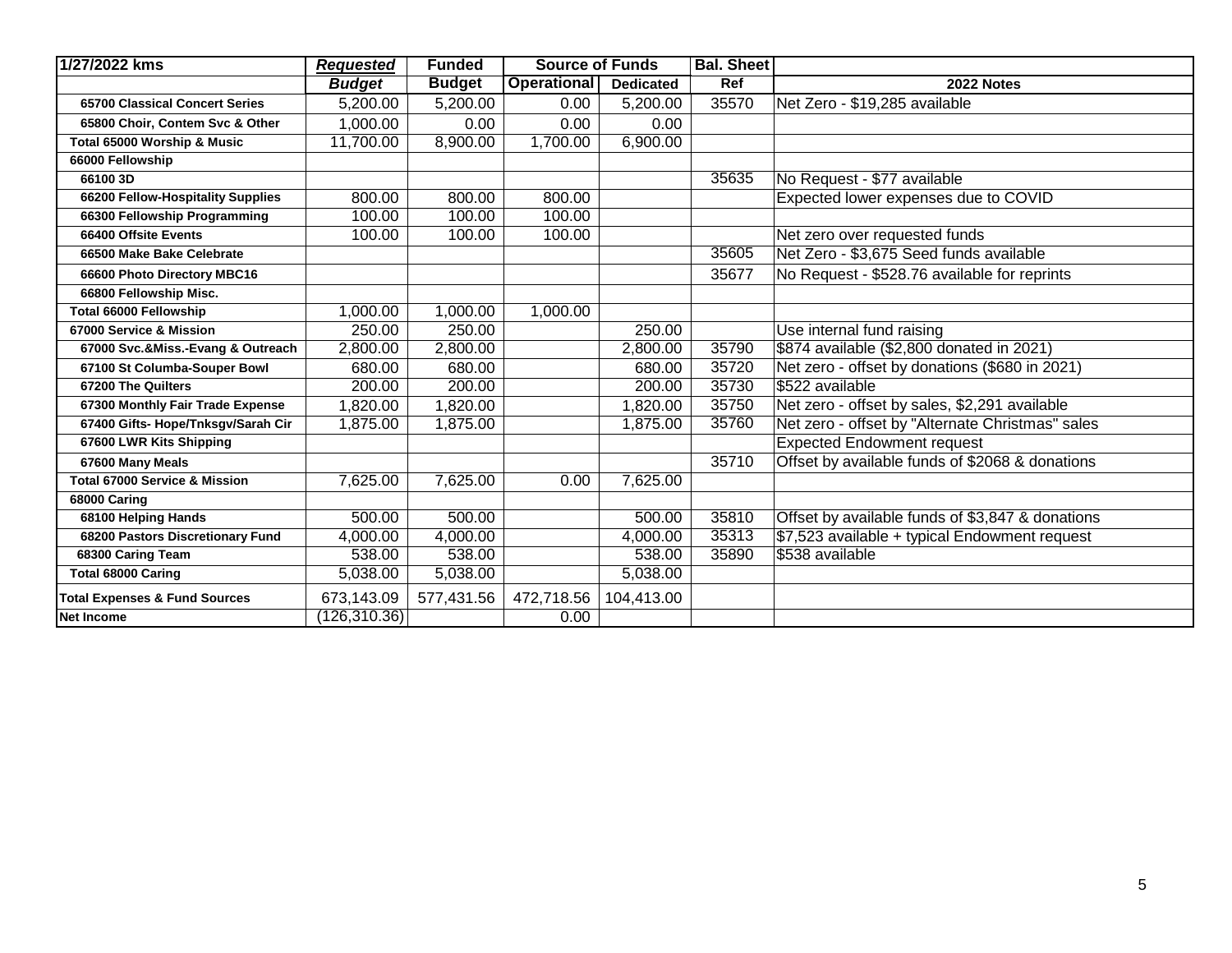| 1/27/2022 kms | *Requested* | Funded | Source of Funds | | Bal. Sheet | |
|---|---|---|---|---|---|---|
| | ***Budget*** | **Budget** | **Operational** | **Dedicated** | **Ref** | **2022 Notes** |
| **65700 Classical Concert Series** | 5,200.00 | 5,200.00 | 0.00 | 5,200.00 | 35570 | Net Zero - $19,285 available |
| **65800 Choir, Contem Svc & Other** | 1,000.00 | 0.00 | 0.00 | 0.00 | | |
| **Total 65000 Worship & Music** | 11,700.00 | 8,900.00 | 1,700.00 | 6,900.00 | | |
| **66000 Fellowship** | | | | | | |
| **66100 3D** | | | | | 35635 | No Request - $77 available |
| **66200 Fellow-Hospitality Supplies** | 800.00 | 800.00 | 800.00 | | | Expected lower expenses due to COVID |
| **66300 Fellowship Programming** | 100.00 | 100.00 | 100.00 | | | |
| **66400 Offsite Events** | 100.00 | 100.00 | 100.00 | | | Net zero over requested funds |
| **66500 Make Bake Celebrate** | | | | | 35605 | Net Zero - $3,675 Seed funds available |
| **66600 Photo Directory MBC16** | | | | | 35677 | No Request - $528.76 available for reprints |
| **66800 Fellowship Misc.** | | | | | | |
| **Total 66000 Fellowship** | 1,000.00 | 1,000.00 | 1,000.00 | | | |
| **67000 Service & Mission** | 250.00 | 250.00 | | 250.00 | | Use internal fund raising |
| **67000 Svc.&Miss.-Evang & Outreach** | 2,800.00 | 2,800.00 | | 2,800.00 | 35790 | $874 available ($2,800 donated in 2021) |
| **67100 St Columba-Souper Bowl** | 680.00 | 680.00 | | 680.00 | 35720 | Net zero - offset by donations ($680 in 2021) |
| **67200 The Quilters** | 200.00 | 200.00 | | 200.00 | 35730 | $522 available |
| **67300 Monthly Fair Trade Expense** | 1,820.00 | 1,820.00 | | 1,820.00 | 35750 | Net zero - offset by sales, $2,291 available |
| **67400 Gifts- Hope/Tnksgv/Sarah Cir** | 1,875.00 | 1,875.00 | | 1,875.00 | 35760 | Net zero - offset by "Alternate Christmas" sales |
| **67600 LWR Kits Shipping** | | | | | | Expected Endowment request |
| **67600 Many Meals** | | | | | 35710 | Offset by available funds of $2068 & donations |
| **Total 67000 Service & Mission** | 7,625.00 | 7,625.00 | 0.00 | 7,625.00 | | |
| **68000 Caring** | | | | | | |
| **68100 Helping Hands** | 500.00 | 500.00 | | 500.00 | 35810 | Offset by available funds of $3,847 & donations |
| **68200 Pastors Discretionary Fund** | 4,000.00 | 4,000.00 | | 4,000.00 | 35313 | $7,523 available + typical Endowment request |
| **68300 Caring Team** | 538.00 | 538.00 | | 538.00 | 35890 | $538 available |
| **Total 68000 Caring** | 5,038.00 | 5,038.00 | | 5,038.00 | | |
| **Total Expenses & Fund Sources** | 673,143.09 | 577,431.56 | 472,718.56 | 104,413.00 | | |
| **Net Income** | (126,310.36) | | 0.00 | | | |